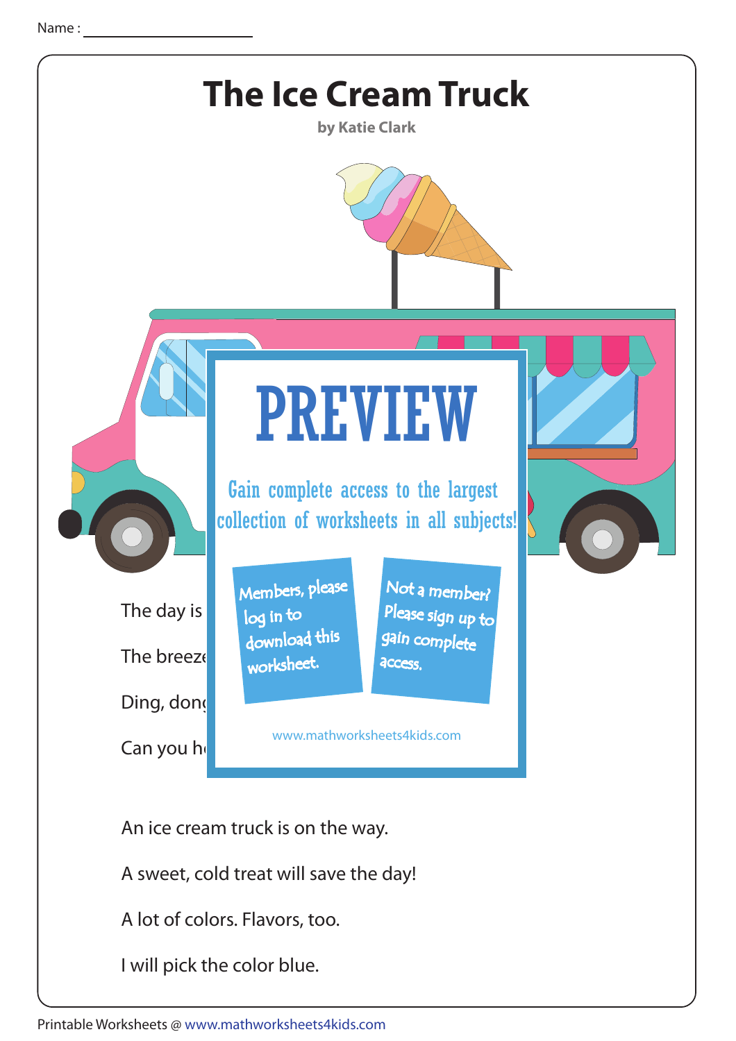Name : ____________________

# The Ice Cream Truck

**by Katie Clark**

# PREVIEW

Gain complete access to the largest collection of worksheets in all subjects!

Members, please log in to download this worksheet.

Not a member? Please sign up to gain complete access.

www.mathworksheets4kids.com

The day is

The breeze

Ding, dong

Can you h

An ice cream truck is on the way.

A sweet, cold treat will save the day!

A lot of colors. Flavors, too.

I will pick the color blue.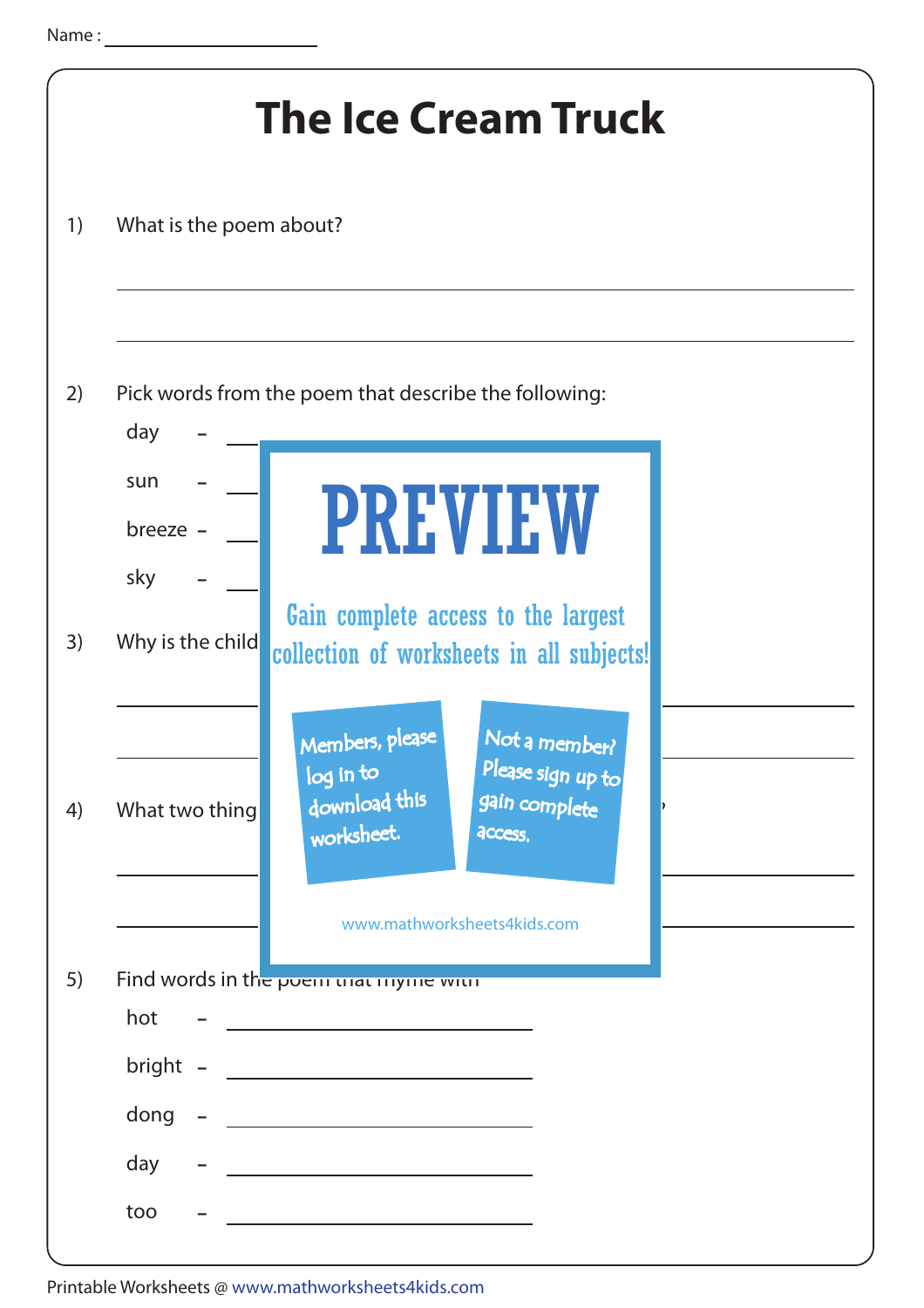Name : ____________________

# The Ice Cream Truck

1) What is the poem about?

______________________________________________

______________________________________________

2) Pick words from the poem that describe the following:

day – ____________

sun – ____________

breeze – ____________

sky – ____________

3) Why is the child

______________________________________________

______________________________________________

4) What two thing

______________________________________________

______________________________________________

# PREVIEW

Gain complete access to the largest collection of worksheets in all subjects!

Members, please log in to download this worksheet.

Not a member? Please sign up to gain complete access.

www.mathworksheets4kids.com

5) Find words in the poem that rhyme with

hot – ____________

bright – ____________

dong – ____________

day – ____________

too – ____________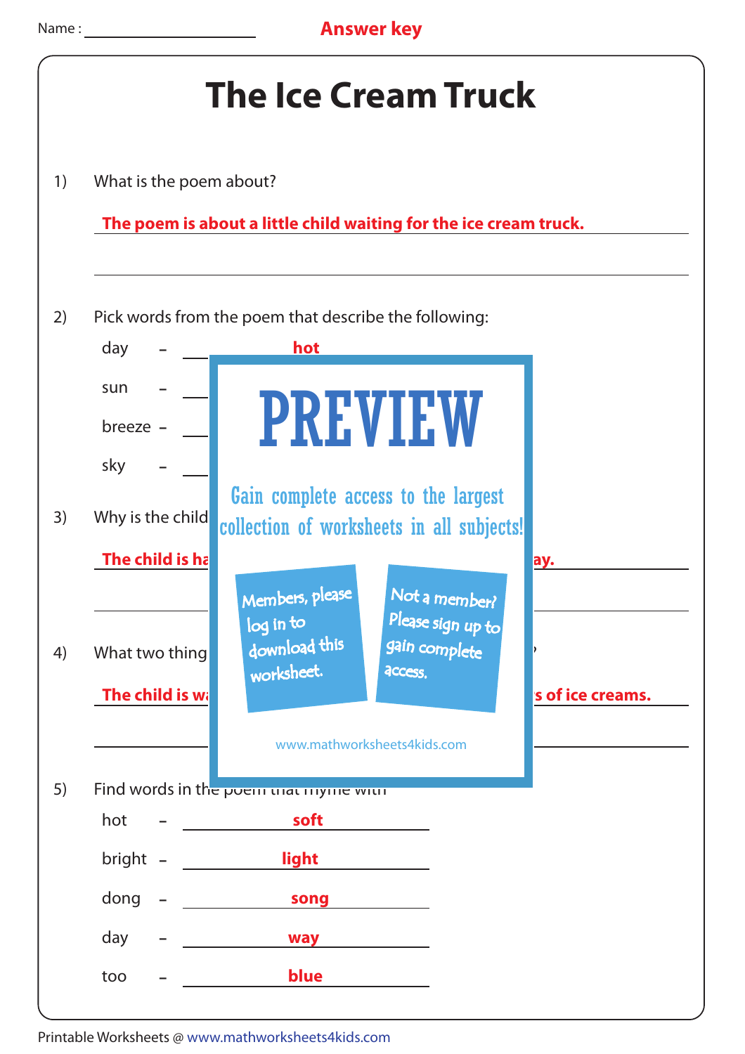Name : ____________________ **Answer key**

# The Ice Cream Truck

1) What is the poem about?

**The poem is about a little child waiting for the ice cream truck.**

2) Pick words from the poem that describe the following:

day – **hot**

sun –

breeze –

sky –

3) Why is the child

**The child is ha** ... **ay.**

4) What two thing ... ?

**The child is wa** ... **s of ice creams.**

PREVIEW

Gain complete access to the largest collection of worksheets in all subjects!

Members, please log in to download this worksheet.

Not a member? Please sign up to gain complete access.

www.mathworksheets4kids.com

5) Find words in the poem that rhyme with

hot – **soft**

bright – **light**

dong – **song**

day – **way**

too – **blue**